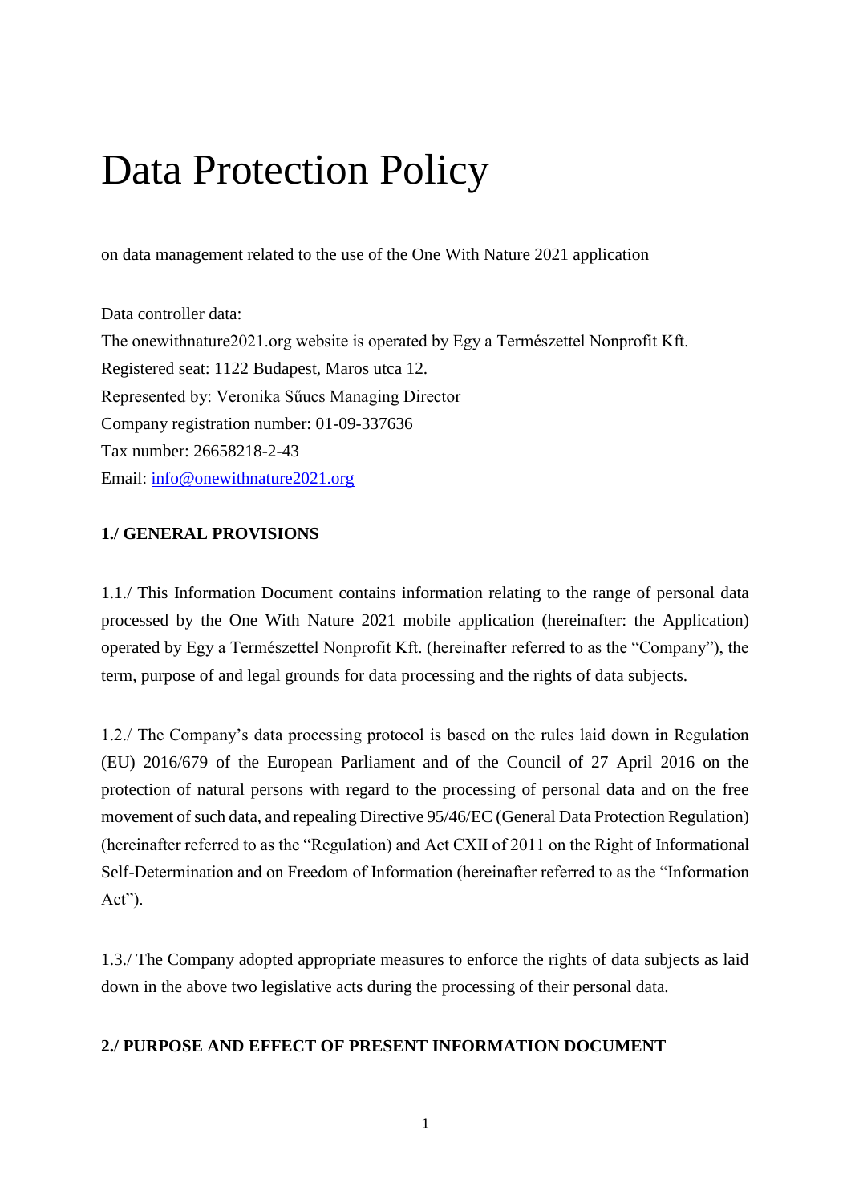# Data Protection Policy

on data management related to the use of the One With Nature 2021 application

Data controller data:
The onewithnature2021.org website is operated by Egy a Természettel Nonprofit Kft.
Registered seat: 1122 Budapest, Maros utca 12.
Represented by: Veronika Sűucs Managing Director
Company registration number: 01-09-337636
Tax number: 26658218-2-43
Email: [info@onewithnature2021.org](mailto:info@onewithnature2021.org)

**1./ GENERAL PROVISIONS**

1.1./ This Information Document contains information relating to the range of personal data processed by the One With Nature 2021 mobile application (hereinafter: the Application) operated by Egy a Természettel Nonprofit Kft. (hereinafter referred to as the "Company"), the term, purpose of and legal grounds for data processing and the rights of data subjects.

1.2./ The Company's data processing protocol is based on the rules laid down in Regulation (EU) 2016/679 of the European Parliament and of the Council of 27 April 2016 on the protection of natural persons with regard to the processing of personal data and on the free movement of such data, and repealing Directive 95/46/EC (General Data Protection Regulation) (hereinafter referred to as the "Regulation) and Act CXII of 2011 on the Right of Informational Self-Determination and on Freedom of Information (hereinafter referred to as the "Information Act").

1.3./ The Company adopted appropriate measures to enforce the rights of data subjects as laid down in the above two legislative acts during the processing of their personal data.

**2./ PURPOSE AND EFFECT OF PRESENT INFORMATION DOCUMENT**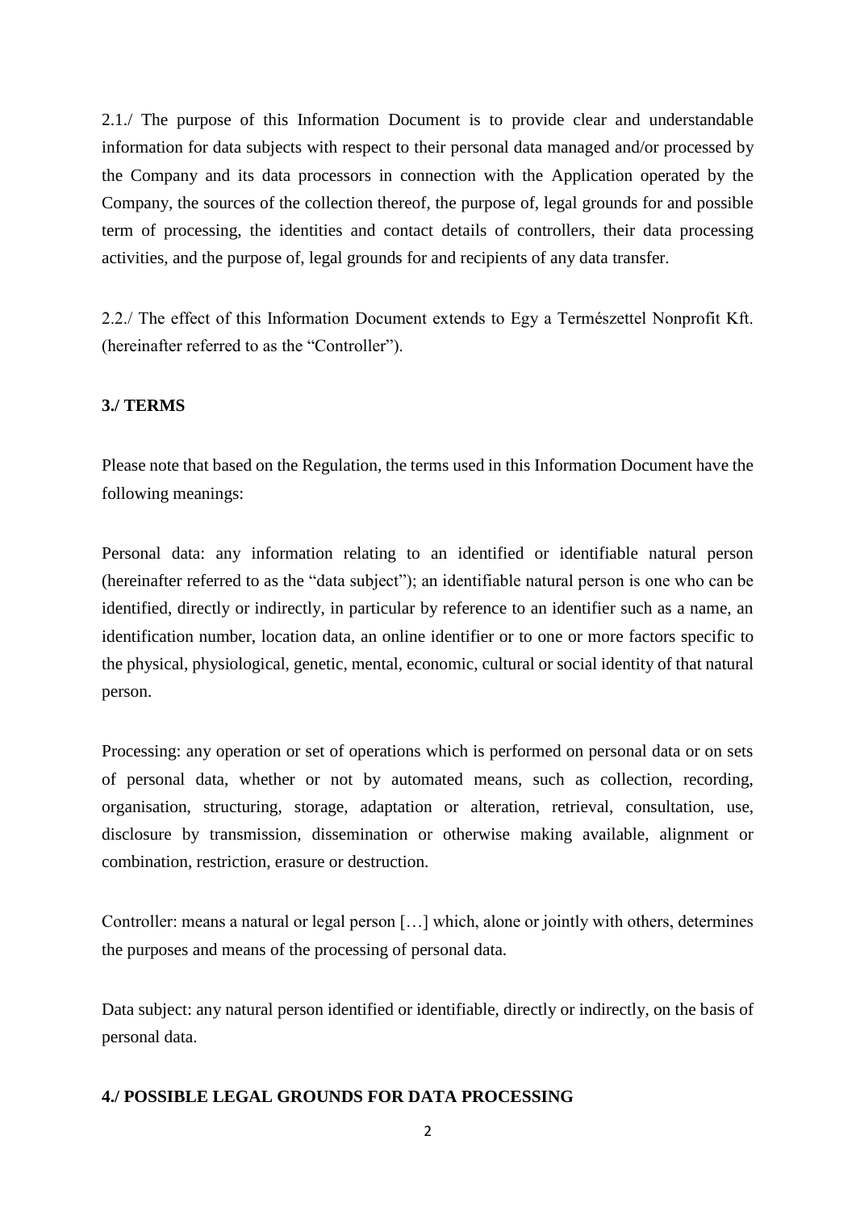2.1./ The purpose of this Information Document is to provide clear and understandable information for data subjects with respect to their personal data managed and/or processed by the Company and its data processors in connection with the Application operated by the Company, the sources of the collection thereof, the purpose of, legal grounds for and possible term of processing, the identities and contact details of controllers, their data processing activities, and the purpose of, legal grounds for and recipients of any data transfer.

2.2./ The effect of this Information Document extends to Egy a Természettel Nonprofit Kft. (hereinafter referred to as the "Controller").

## 3./ TERMS

Please note that based on the Regulation, the terms used in this Information Document have the following meanings:

Personal data: any information relating to an identified or identifiable natural person (hereinafter referred to as the "data subject"); an identifiable natural person is one who can be identified, directly or indirectly, in particular by reference to an identifier such as a name, an identification number, location data, an online identifier or to one or more factors specific to the physical, physiological, genetic, mental, economic, cultural or social identity of that natural person.

Processing: any operation or set of operations which is performed on personal data or on sets of personal data, whether or not by automated means, such as collection, recording, organisation, structuring, storage, adaptation or alteration, retrieval, consultation, use, disclosure by transmission, dissemination or otherwise making available, alignment or combination, restriction, erasure or destruction.

Controller: means a natural or legal person […] which, alone or jointly with others, determines the purposes and means of the processing of personal data.

Data subject: any natural person identified or identifiable, directly or indirectly, on the basis of personal data.

## 4./ POSSIBLE LEGAL GROUNDS FOR DATA PROCESSING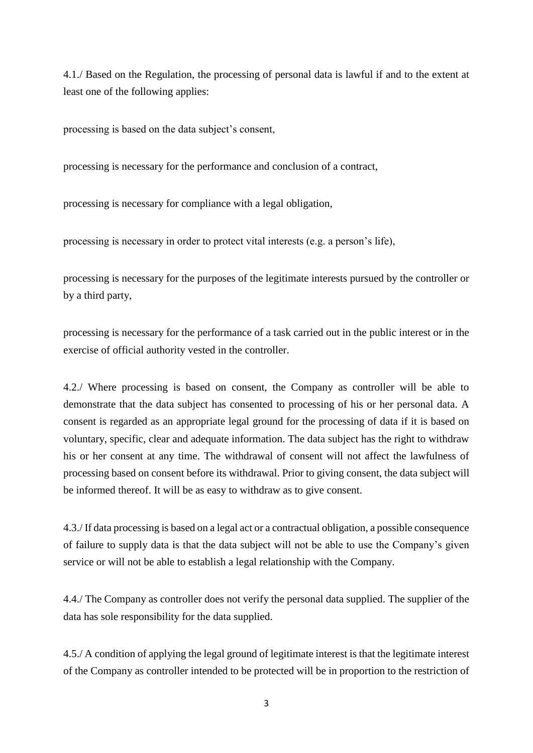4.1./ Based on the Regulation, the processing of personal data is lawful if and to the extent at least one of the following applies:

processing is based on the data subject's consent,

processing is necessary for the performance and conclusion of a contract,

processing is necessary for compliance with a legal obligation,

processing is necessary in order to protect vital interests (e.g. a person's life),

processing is necessary for the purposes of the legitimate interests pursued by the controller or by a third party,

processing is necessary for the performance of a task carried out in the public interest or in the exercise of official authority vested in the controller.

4.2./ Where processing is based on consent, the Company as controller will be able to demonstrate that the data subject has consented to processing of his or her personal data. A consent is regarded as an appropriate legal ground for the processing of data if it is based on voluntary, specific, clear and adequate information. The data subject has the right to withdraw his or her consent at any time. The withdrawal of consent will not affect the lawfulness of processing based on consent before its withdrawal. Prior to giving consent, the data subject will be informed thereof. It will be as easy to withdraw as to give consent.

4.3./ If data processing is based on a legal act or a contractual obligation, a possible consequence of failure to supply data is that the data subject will not be able to use the Company's given service or will not be able to establish a legal relationship with the Company.

4.4./ The Company as controller does not verify the personal data supplied. The supplier of the data has sole responsibility for the data supplied.

4.5./ A condition of applying the legal ground of legitimate interest is that the legitimate interest of the Company as controller intended to be protected will be in proportion to the restriction of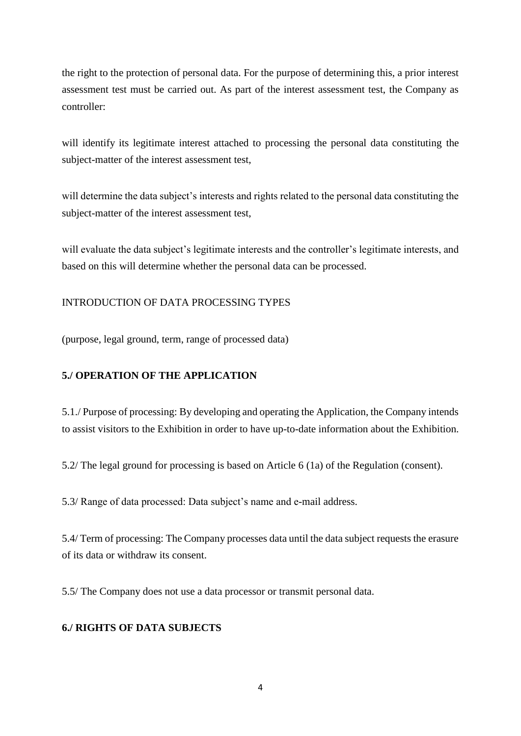the right to the protection of personal data. For the purpose of determining this, a prior interest assessment test must be carried out. As part of the interest assessment test, the Company as controller:

will identify its legitimate interest attached to processing the personal data constituting the subject-matter of the interest assessment test,

will determine the data subject's interests and rights related to the personal data constituting the subject-matter of the interest assessment test,

will evaluate the data subject's legitimate interests and the controller's legitimate interests, and based on this will determine whether the personal data can be processed.

INTRODUCTION OF DATA PROCESSING TYPES

(purpose, legal ground, term, range of processed data)

## 5./ OPERATION OF THE APPLICATION

5.1./ Purpose of processing: By developing and operating the Application, the Company intends to assist visitors to the Exhibition in order to have up-to-date information about the Exhibition.

5.2/ The legal ground for processing is based on Article 6 (1a) of the Regulation (consent).

5.3/ Range of data processed: Data subject's name and e-mail address.

5.4/ Term of processing: The Company processes data until the data subject requests the erasure of its data or withdraw its consent.

5.5/ The Company does not use a data processor or transmit personal data.

## 6./ RIGHTS OF DATA SUBJECTS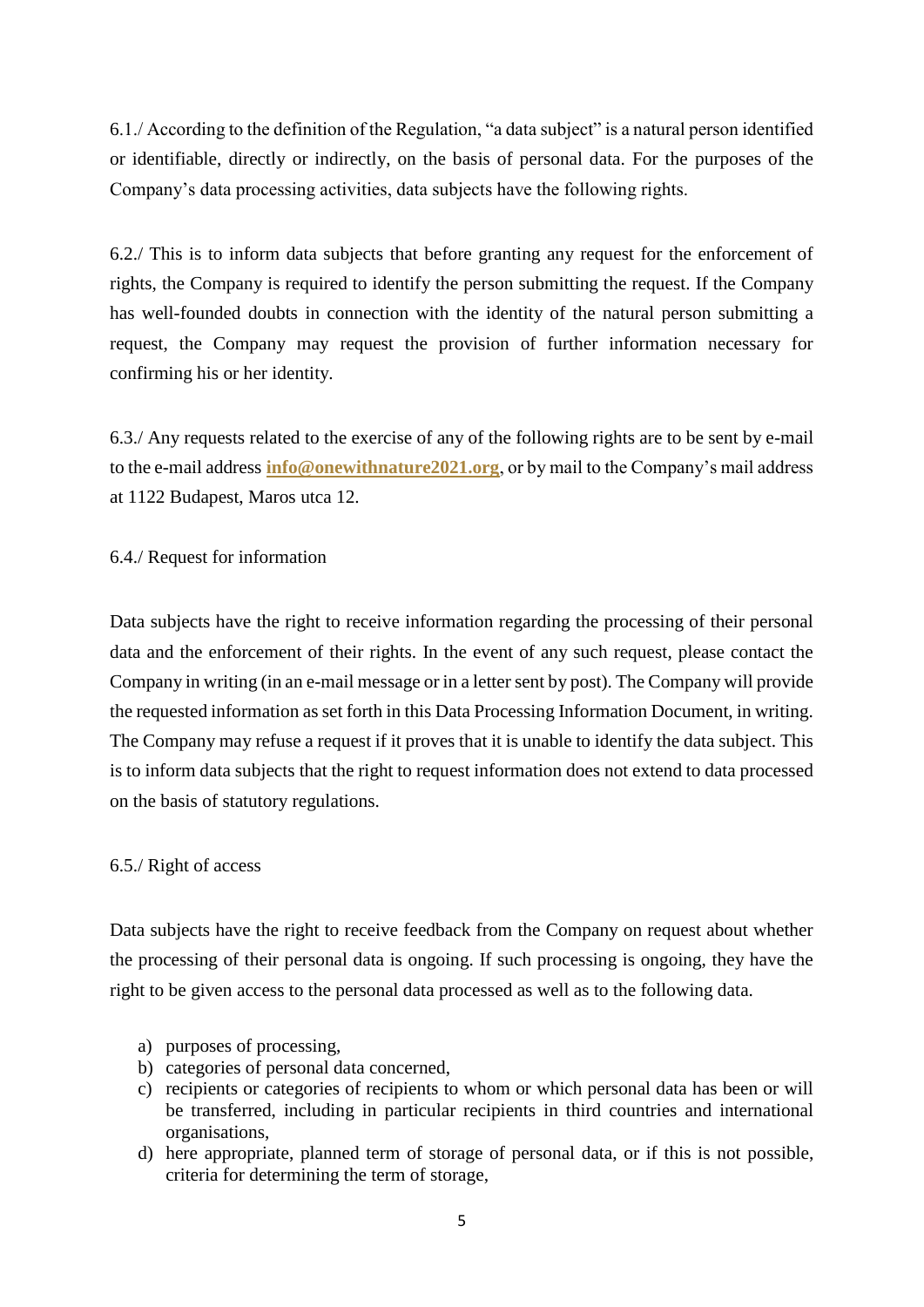6.1./ According to the definition of the Regulation, "a data subject" is a natural person identified or identifiable, directly or indirectly, on the basis of personal data. For the purposes of the Company's data processing activities, data subjects have the following rights.

6.2./ This is to inform data subjects that before granting any request for the enforcement of rights, the Company is required to identify the person submitting the request. If the Company has well-founded doubts in connection with the identity of the natural person submitting a request, the Company may request the provision of further information necessary for confirming his or her identity.

6.3./ Any requests related to the exercise of any of the following rights are to be sent by e-mail to the e-mail address **info@onewithnature2021.org**, or by mail to the Company's mail address at 1122 Budapest, Maros utca 12.

6.4./ Request for information

Data subjects have the right to receive information regarding the processing of their personal data and the enforcement of their rights. In the event of any such request, please contact the Company in writing (in an e-mail message or in a letter sent by post). The Company will provide the requested information as set forth in this Data Processing Information Document, in writing. The Company may refuse a request if it proves that it is unable to identify the data subject. This is to inform data subjects that the right to request information does not extend to data processed on the basis of statutory regulations.

6.5./ Right of access

Data subjects have the right to receive feedback from the Company on request about whether the processing of their personal data is ongoing. If such processing is ongoing, they have the right to be given access to the personal data processed as well as to the following data.

a) purposes of processing,
b) categories of personal data concerned,
c) recipients or categories of recipients to whom or which personal data has been or will be transferred, including in particular recipients in third countries and international organisations,
d) here appropriate, planned term of storage of personal data, or if this is not possible, criteria for determining the term of storage,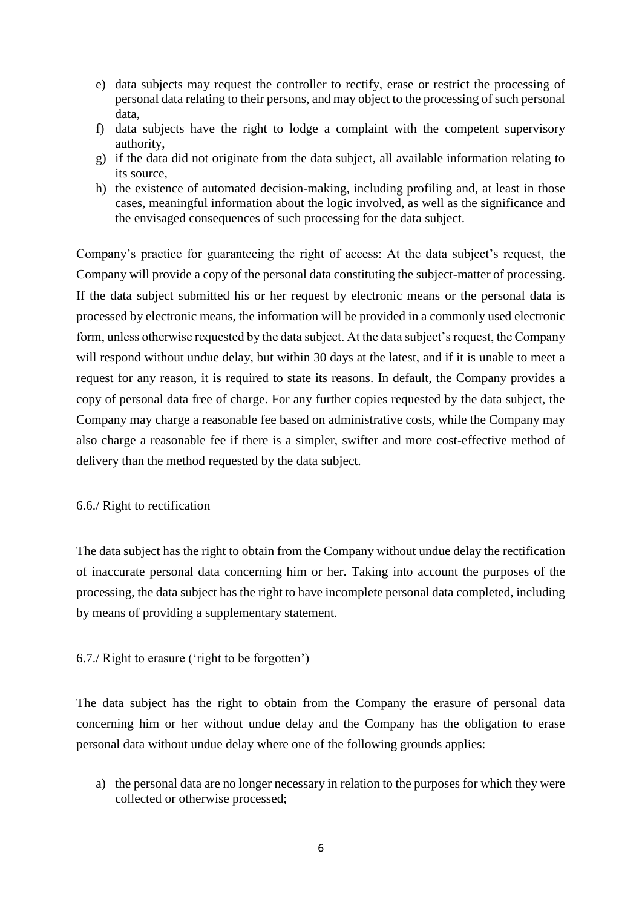e) data subjects may request the controller to rectify, erase or restrict the processing of personal data relating to their persons, and may object to the processing of such personal data,
f) data subjects have the right to lodge a complaint with the competent supervisory authority,
g) if the data did not originate from the data subject, all available information relating to its source,
h) the existence of automated decision-making, including profiling and, at least in those cases, meaningful information about the logic involved, as well as the significance and the envisaged consequences of such processing for the data subject.

Company's practice for guaranteeing the right of access: At the data subject's request, the Company will provide a copy of the personal data constituting the subject-matter of processing. If the data subject submitted his or her request by electronic means or the personal data is processed by electronic means, the information will be provided in a commonly used electronic form, unless otherwise requested by the data subject. At the data subject's request, the Company will respond without undue delay, but within 30 days at the latest, and if it is unable to meet a request for any reason, it is required to state its reasons. In default, the Company provides a copy of personal data free of charge. For any further copies requested by the data subject, the Company may charge a reasonable fee based on administrative costs, while the Company may also charge a reasonable fee if there is a simpler, swifter and more cost-effective method of delivery than the method requested by the data subject.

### 6.6./ Right to rectification

The data subject has the right to obtain from the Company without undue delay the rectification of inaccurate personal data concerning him or her. Taking into account the purposes of the processing, the data subject has the right to have incomplete personal data completed, including by means of providing a supplementary statement.

### 6.7./ Right to erasure ('right to be forgotten')

The data subject has the right to obtain from the Company the erasure of personal data concerning him or her without undue delay and the Company has the obligation to erase personal data without undue delay where one of the following grounds applies:

a) the personal data are no longer necessary in relation to the purposes for which they were collected or otherwise processed;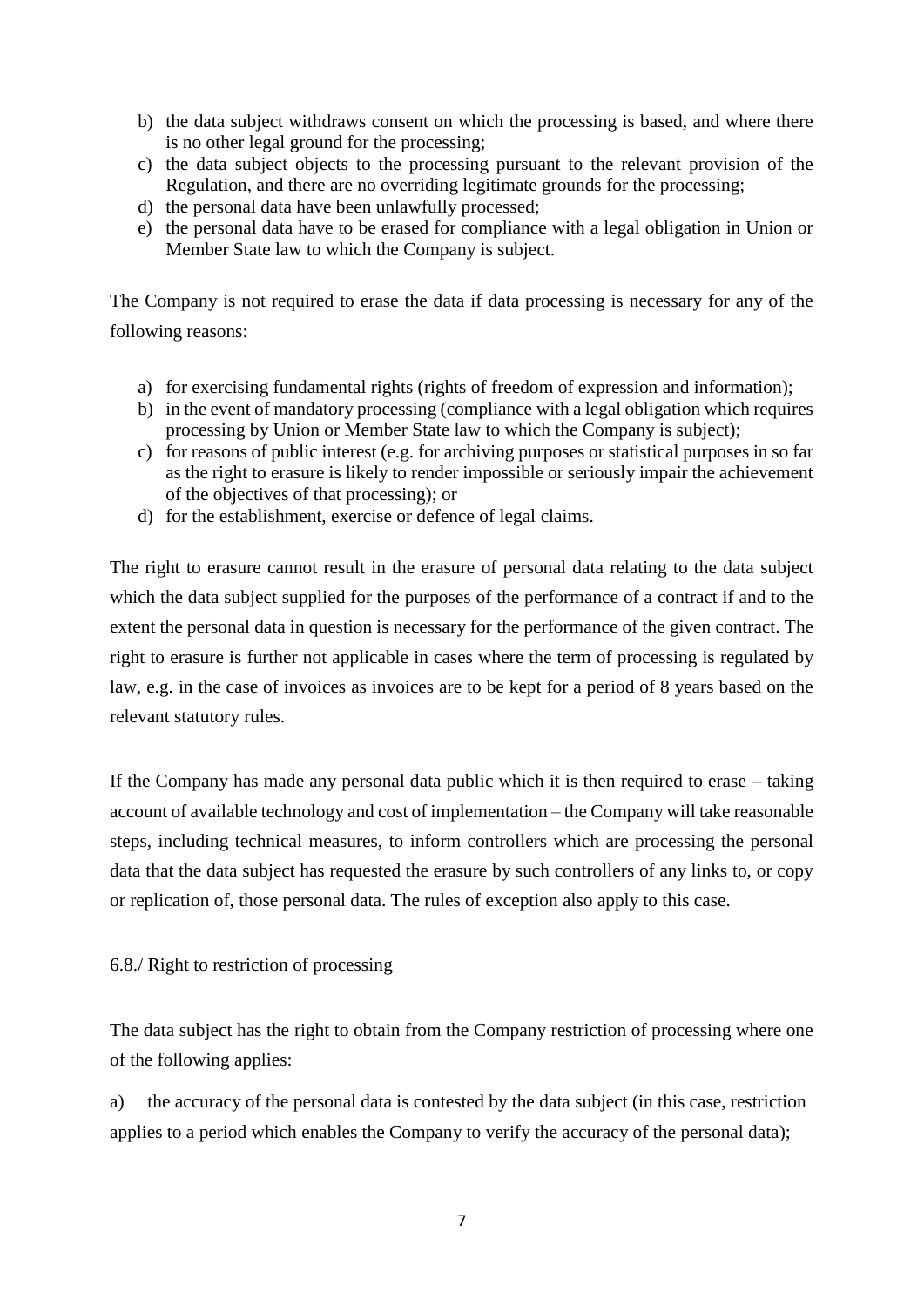b) the data subject withdraws consent on which the processing is based, and where there is no other legal ground for the processing;
c) the data subject objects to the processing pursuant to the relevant provision of the Regulation, and there are no overriding legitimate grounds for the processing;
d) the personal data have been unlawfully processed;
e) the personal data have to be erased for compliance with a legal obligation in Union or Member State law to which the Company is subject.

The Company is not required to erase the data if data processing is necessary for any of the following reasons:

a) for exercising fundamental rights (rights of freedom of expression and information);
b) in the event of mandatory processing (compliance with a legal obligation which requires processing by Union or Member State law to which the Company is subject);
c) for reasons of public interest (e.g. for archiving purposes or statistical purposes in so far as the right to erasure is likely to render impossible or seriously impair the achievement of the objectives of that processing); or
d) for the establishment, exercise or defence of legal claims.

The right to erasure cannot result in the erasure of personal data relating to the data subject which the data subject supplied for the purposes of the performance of a contract if and to the extent the personal data in question is necessary for the performance of the given contract. The right to erasure is further not applicable in cases where the term of processing is regulated by law, e.g. in the case of invoices as invoices are to be kept for a period of 8 years based on the relevant statutory rules.

If the Company has made any personal data public which it is then required to erase – taking account of available technology and cost of implementation – the Company will take reasonable steps, including technical measures, to inform controllers which are processing the personal data that the data subject has requested the erasure by such controllers of any links to, or copy or replication of, those personal data. The rules of exception also apply to this case.

6.8./ Right to restriction of processing

The data subject has the right to obtain from the Company restriction of processing where one of the following applies:

a) the accuracy of the personal data is contested by the data subject (in this case, restriction applies to a period which enables the Company to verify the accuracy of the personal data);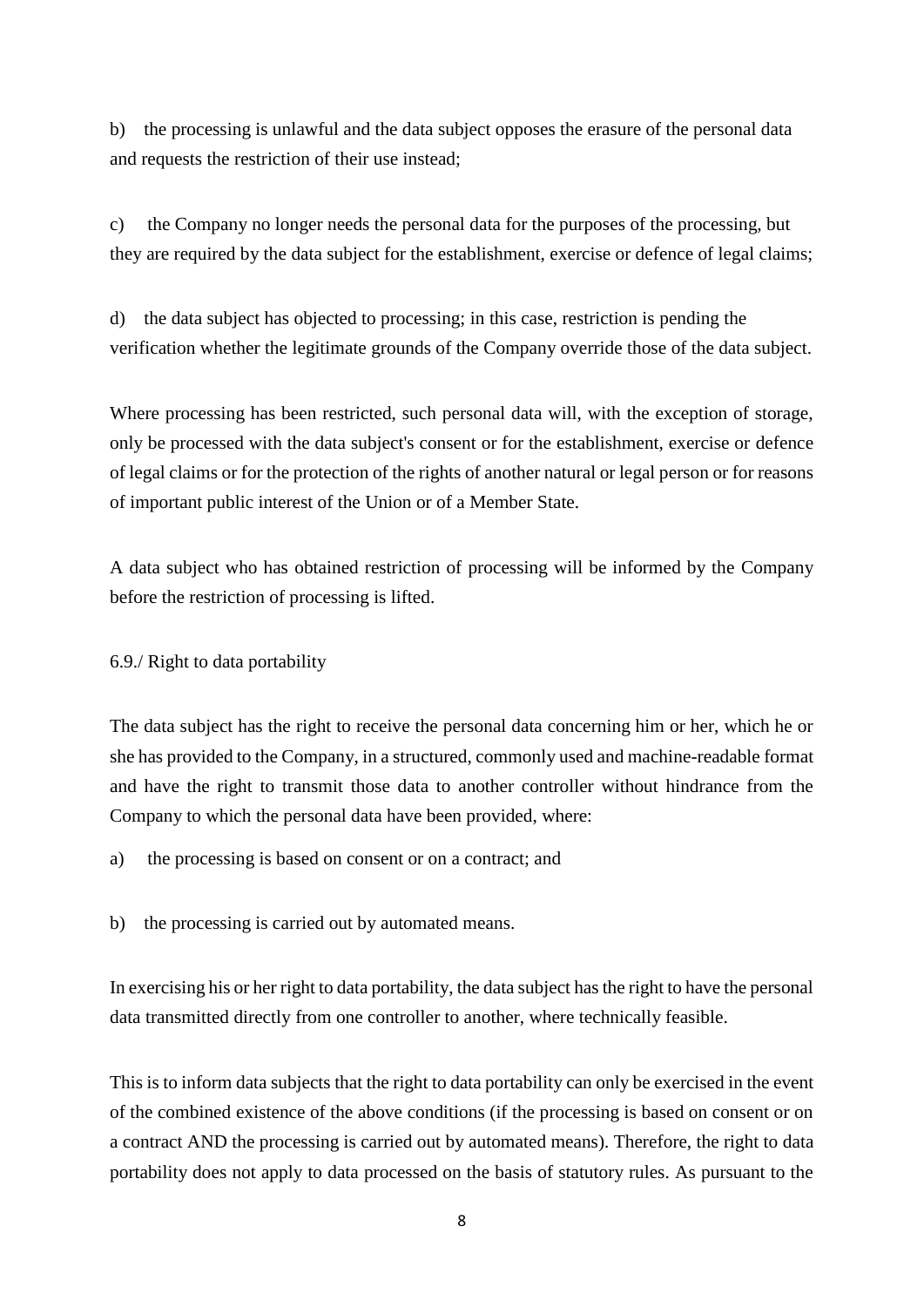b) the processing is unlawful and the data subject opposes the erasure of the personal data and requests the restriction of their use instead;

c) the Company no longer needs the personal data for the purposes of the processing, but they are required by the data subject for the establishment, exercise or defence of legal claims;

d) the data subject has objected to processing; in this case, restriction is pending the verification whether the legitimate grounds of the Company override those of the data subject.

Where processing has been restricted, such personal data will, with the exception of storage, only be processed with the data subject's consent or for the establishment, exercise or defence of legal claims or for the protection of the rights of another natural or legal person or for reasons of important public interest of the Union or of a Member State.

A data subject who has obtained restriction of processing will be informed by the Company before the restriction of processing is lifted.

6.9./ Right to data portability

The data subject has the right to receive the personal data concerning him or her, which he or she has provided to the Company, in a structured, commonly used and machine-readable format and have the right to transmit those data to another controller without hindrance from the Company to which the personal data have been provided, where:

a) the processing is based on consent or on a contract; and

b) the processing is carried out by automated means.

In exercising his or her right to data portability, the data subject has the right to have the personal data transmitted directly from one controller to another, where technically feasible.

This is to inform data subjects that the right to data portability can only be exercised in the event of the combined existence of the above conditions (if the processing is based on consent or on a contract AND the processing is carried out by automated means). Therefore, the right to data portability does not apply to data processed on the basis of statutory rules. As pursuant to the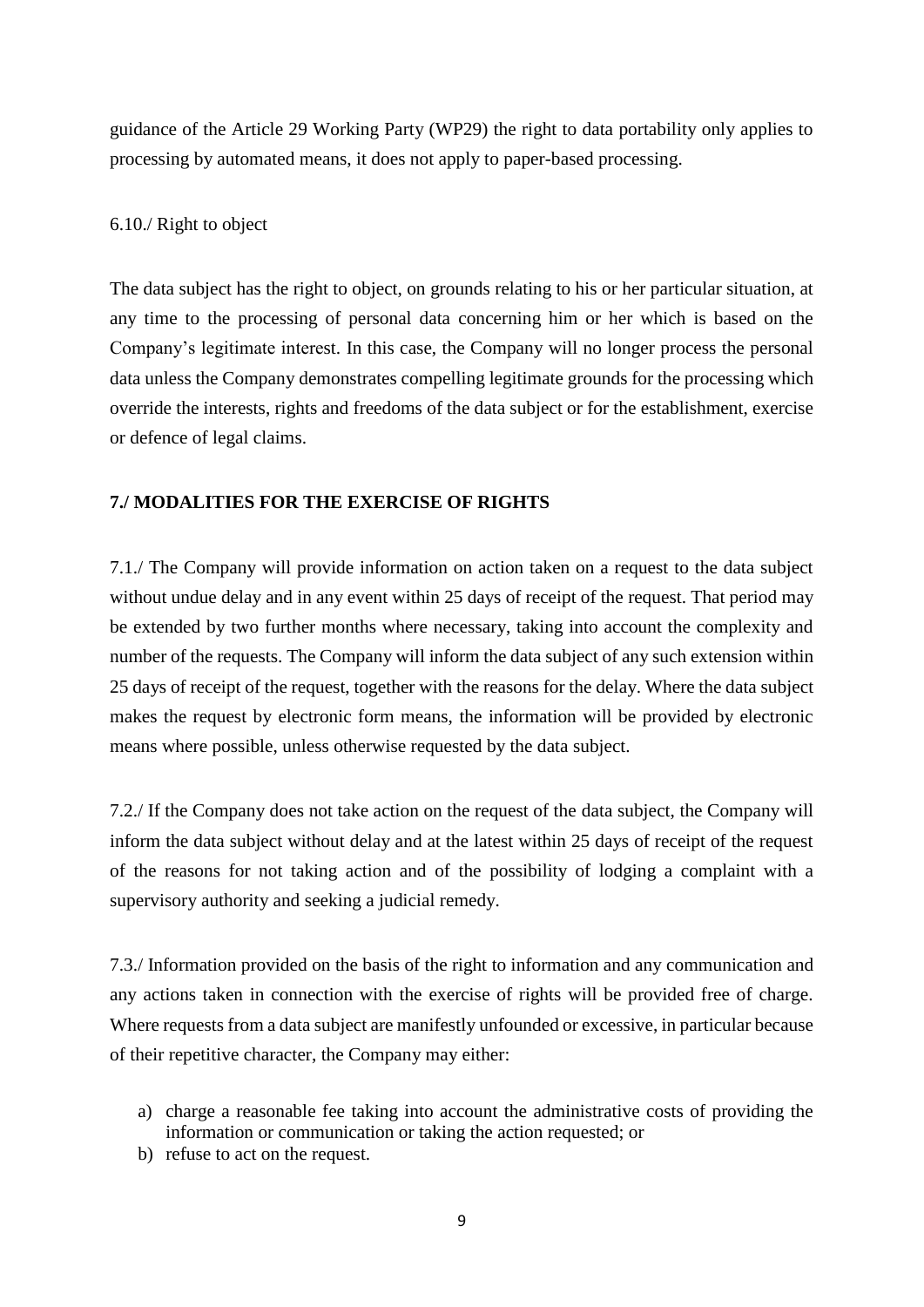guidance of the Article 29 Working Party (WP29) the right to data portability only applies to processing by automated means, it does not apply to paper-based processing.

6.10./ Right to object

The data subject has the right to object, on grounds relating to his or her particular situation, at any time to the processing of personal data concerning him or her which is based on the Company's legitimate interest. In this case, the Company will no longer process the personal data unless the Company demonstrates compelling legitimate grounds for the processing which override the interests, rights and freedoms of the data subject or for the establishment, exercise or defence of legal claims.

## 7./ MODALITIES FOR THE EXERCISE OF RIGHTS

7.1./ The Company will provide information on action taken on a request to the data subject without undue delay and in any event within 25 days of receipt of the request. That period may be extended by two further months where necessary, taking into account the complexity and number of the requests. The Company will inform the data subject of any such extension within 25 days of receipt of the request, together with the reasons for the delay. Where the data subject makes the request by electronic form means, the information will be provided by electronic means where possible, unless otherwise requested by the data subject.

7.2./ If the Company does not take action on the request of the data subject, the Company will inform the data subject without delay and at the latest within 25 days of receipt of the request of the reasons for not taking action and of the possibility of lodging a complaint with a supervisory authority and seeking a judicial remedy.

7.3./ Information provided on the basis of the right to information and any communication and any actions taken in connection with the exercise of rights will be provided free of charge. Where requests from a data subject are manifestly unfounded or excessive, in particular because of their repetitive character, the Company may either:

a) charge a reasonable fee taking into account the administrative costs of providing the information or communication or taking the action requested; or
b) refuse to act on the request.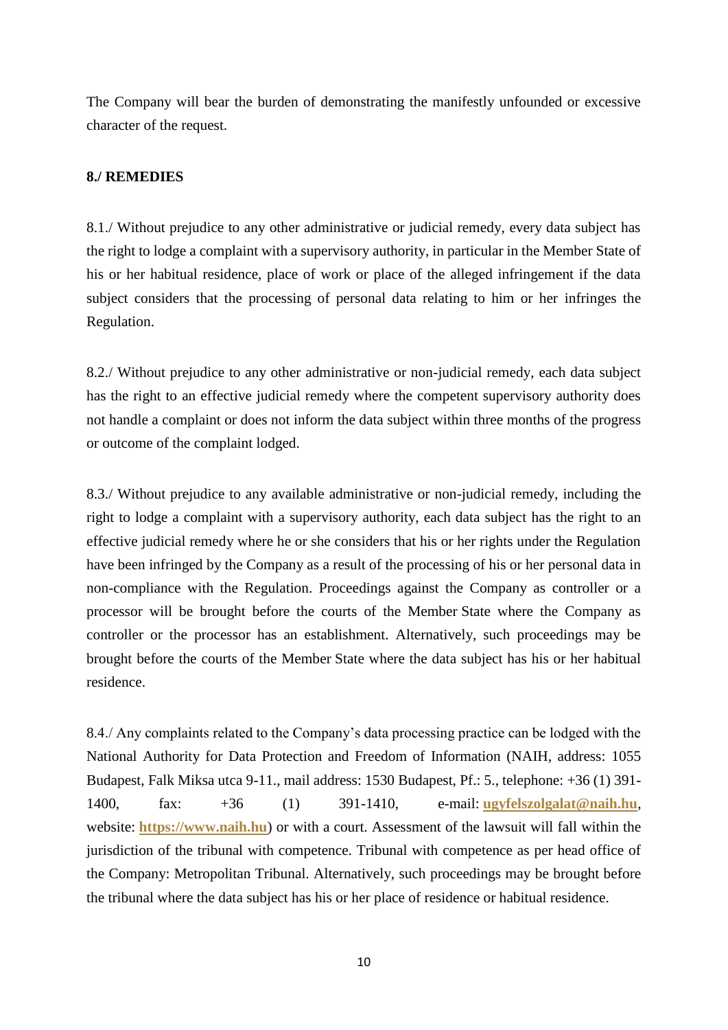The Company will bear the burden of demonstrating the manifestly unfounded or excessive character of the request.

**8./ REMEDIES**

8.1./ Without prejudice to any other administrative or judicial remedy, every data subject has the right to lodge a complaint with a supervisory authority, in particular in the Member State of his or her habitual residence, place of work or place of the alleged infringement if the data subject considers that the processing of personal data relating to him or her infringes the Regulation.

8.2./ Without prejudice to any other administrative or non-judicial remedy, each data subject has the right to an effective judicial remedy where the competent supervisory authority does not handle a complaint or does not inform the data subject within three months of the progress or outcome of the complaint lodged.

8.3./ Without prejudice to any available administrative or non-judicial remedy, including the right to lodge a complaint with a supervisory authority, each data subject has the right to an effective judicial remedy where he or she considers that his or her rights under the Regulation have been infringed by the Company as a result of the processing of his or her personal data in non-compliance with the Regulation. Proceedings against the Company as controller or a processor will be brought before the courts of the Member State where the Company as controller or the processor has an establishment. Alternatively, such proceedings may be brought before the courts of the Member State where the data subject has his or her habitual residence.

8.4./ Any complaints related to the Company's data processing practice can be lodged with the National Authority for Data Protection and Freedom of Information (NAIH, address: 1055 Budapest, Falk Miksa utca 9-11., mail address: 1530 Budapest, Pf.: 5., telephone: +36 (1) 391-1400, fax: +36 (1) 391-1410, e-mail: **ugyfelszolgalat@naih.hu**, website: **https://www.naih.hu**) or with a court. Assessment of the lawsuit will fall within the jurisdiction of the tribunal with competence. Tribunal with competence as per head office of the Company: Metropolitan Tribunal. Alternatively, such proceedings may be brought before the tribunal where the data subject has his or her place of residence or habitual residence.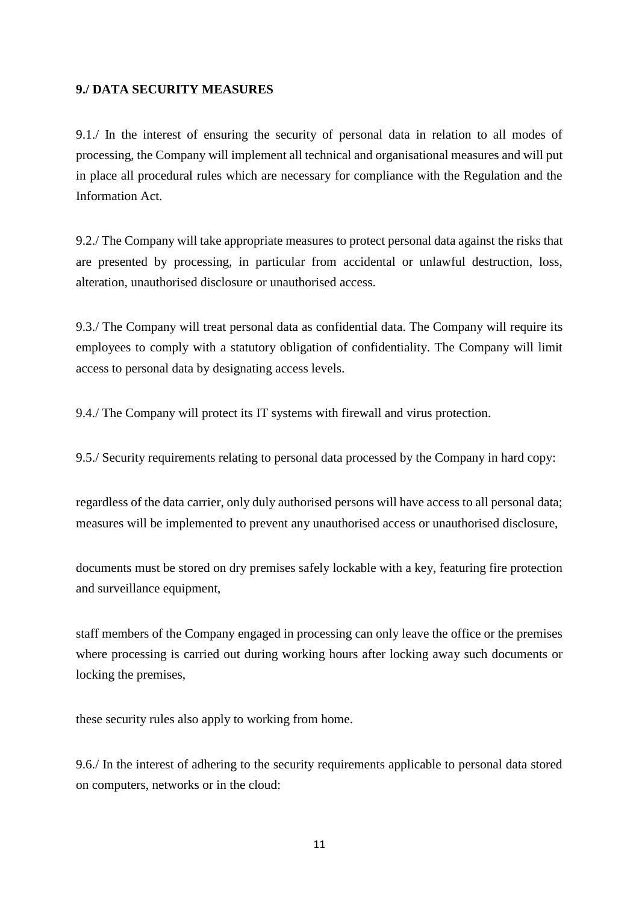**9./ DATA SECURITY MEASURES**

9.1./ In the interest of ensuring the security of personal data in relation to all modes of processing, the Company will implement all technical and organisational measures and will put in place all procedural rules which are necessary for compliance with the Regulation and the Information Act.

9.2./ The Company will take appropriate measures to protect personal data against the risks that are presented by processing, in particular from accidental or unlawful destruction, loss, alteration, unauthorised disclosure or unauthorised access.

9.3./ The Company will treat personal data as confidential data. The Company will require its employees to comply with a statutory obligation of confidentiality. The Company will limit access to personal data by designating access levels.

9.4./ The Company will protect its IT systems with firewall and virus protection.

9.5./ Security requirements relating to personal data processed by the Company in hard copy:

regardless of the data carrier, only duly authorised persons will have access to all personal data; measures will be implemented to prevent any unauthorised access or unauthorised disclosure,

documents must be stored on dry premises safely lockable with a key, featuring fire protection and surveillance equipment,

staff members of the Company engaged in processing can only leave the office or the premises where processing is carried out during working hours after locking away such documents or locking the premises,

these security rules also apply to working from home.

9.6./ In the interest of adhering to the security requirements applicable to personal data stored on computers, networks or in the cloud: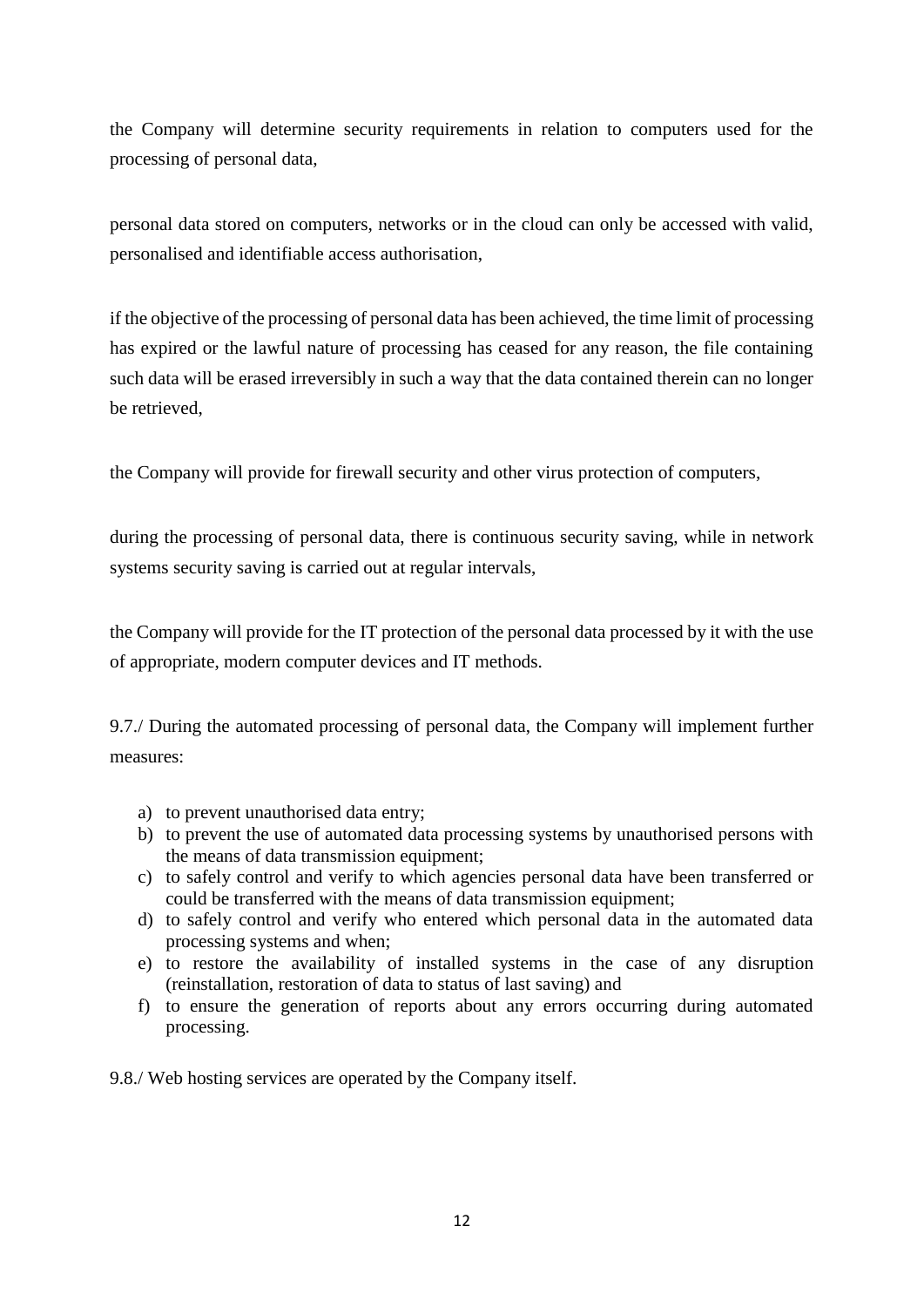the Company will determine security requirements in relation to computers used for the processing of personal data,

personal data stored on computers, networks or in the cloud can only be accessed with valid, personalised and identifiable access authorisation,

if the objective of the processing of personal data has been achieved, the time limit of processing has expired or the lawful nature of processing has ceased for any reason, the file containing such data will be erased irreversibly in such a way that the data contained therein can no longer be retrieved,

the Company will provide for firewall security and other virus protection of computers,

during the processing of personal data, there is continuous security saving, while in network systems security saving is carried out at regular intervals,

the Company will provide for the IT protection of the personal data processed by it with the use of appropriate, modern computer devices and IT methods.

9.7./ During the automated processing of personal data, the Company will implement further measures:

a) to prevent unauthorised data entry;
b) to prevent the use of automated data processing systems by unauthorised persons with the means of data transmission equipment;
c) to safely control and verify to which agencies personal data have been transferred or could be transferred with the means of data transmission equipment;
d) to safely control and verify who entered which personal data in the automated data processing systems and when;
e) to restore the availability of installed systems in the case of any disruption (reinstallation, restoration of data to status of last saving) and
f) to ensure the generation of reports about any errors occurring during automated processing.

9.8./ Web hosting services are operated by the Company itself.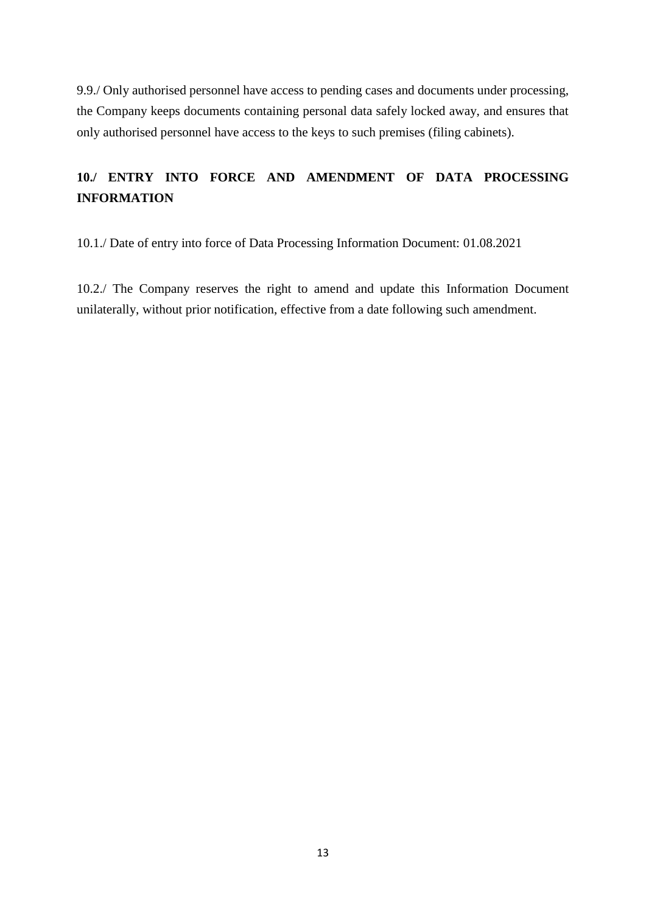9.9./ Only authorised personnel have access to pending cases and documents under processing, the Company keeps documents containing personal data safely locked away, and ensures that only authorised personnel have access to the keys to such premises (filing cabinets).

## 10./ ENTRY INTO FORCE AND AMENDMENT OF DATA PROCESSING INFORMATION

10.1./ Date of entry into force of Data Processing Information Document: 01.08.2021

10.2./ The Company reserves the right to amend and update this Information Document unilaterally, without prior notification, effective from a date following such amendment.